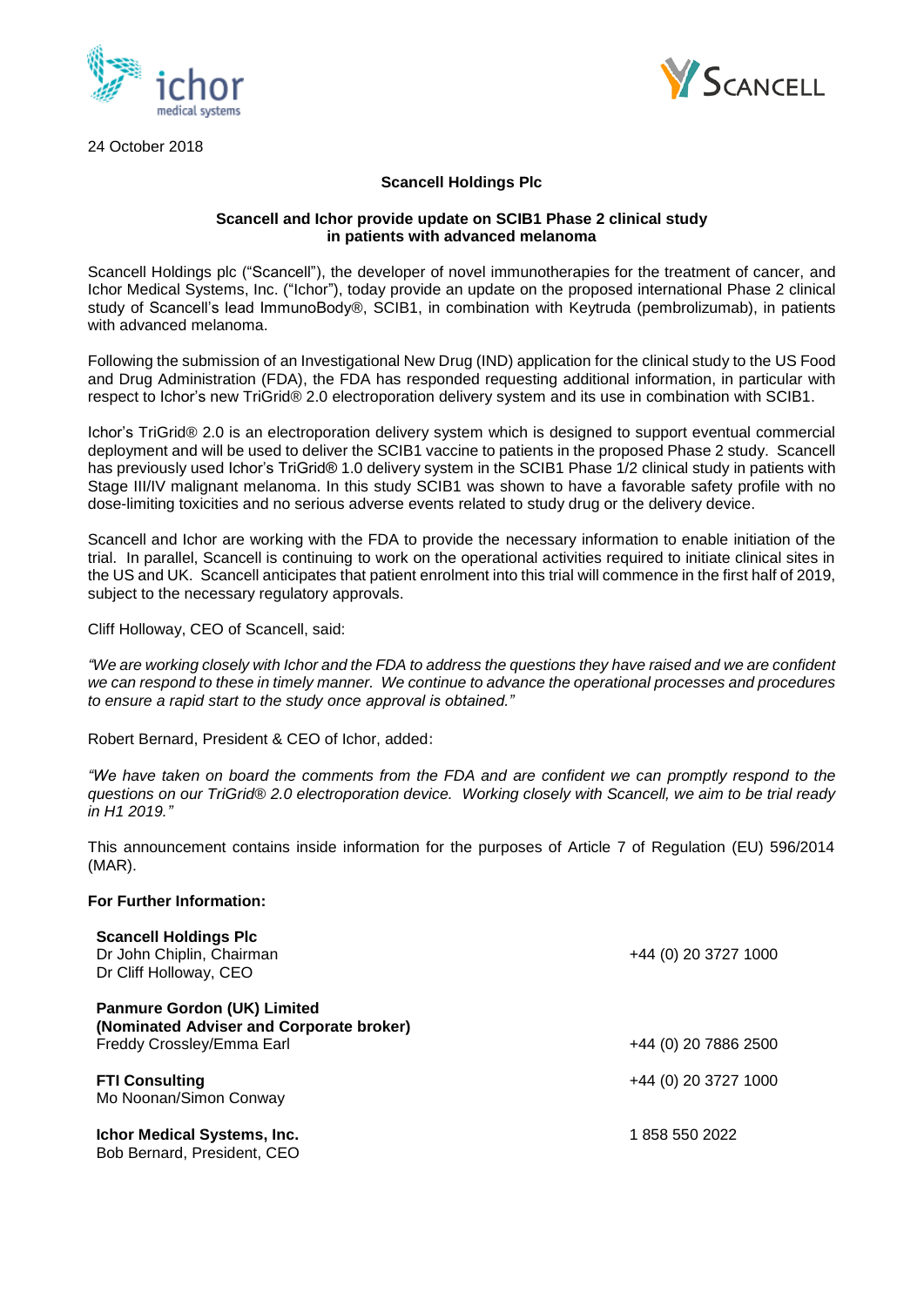24 October 2018

**Scancell Holdings Plc**

**Scancell and Ichor provide update on SCIB1 Phase 2 clinical study in patients with advanced melanoma**

Scancell Holdings plc ("Scancell"), the developer of novel immunotherapies for the treatment of cancer, and Ichor Medical Systems, Inc. ("Ichor"), today provide an update on the proposed international Phase 2 clinical study of Scancell's lead ImmunoBody®, SCIB1, in combination with Keytruda (pembrolizumab), in patients with advanced melanoma.

Following the submission of an Investigational New Drug (IND) application for the clinical study to the US Food and Drug Administration (FDA), the FDA has responded requesting additional information, in particular with respect to Ichor's new TriGrid® 2.0 electroporation delivery system and its use in combination with SCIB1.

Ichor's TriGrid® 2.0 is an electroporation delivery system which is designed to support eventual commercial deployment and will be used to deliver the SCIB1 vaccine to patients in the proposed Phase 2 study. Scancell has previously used Ichor's TriGrid® 1.0 delivery system in the SCIB1 Phase 1/2 clinical study in patients with Stage III/IV malignant melanoma. In this study SCIB1 was shown to have a favorable safety profile with no dose-limiting toxicities and no serious adverse events related to study drug or the delivery device.

Scancell and Ichor are working with the FDA to provide the necessary information to enable initiation of the trial. In parallel, Scancell is continuing to work on the operational activities required to initiate clinical sites in the US and UK. Scancell anticipates that patient enrolment into this trial will commence in the first half of 2019, subject to the necessary regulatory approvals.

Cliff Holloway, CEO of Scancell, said:

*"We are working closely with Ichor and the FDA to address the questions they have raised and we are confident we can respond to these in timely manner. We continue to advance the operational processes and procedures to ensure a rapid start to the study once approval is obtained."*

Robert Bernard, President & CEO of Ichor, added:

*"We have taken on board the comments from the FDA and are confident we can promptly respond to the questions on our TriGrid® 2.0 electroporation device. Working closely with Scancell, we aim to be trial ready in H1 2019."*

This announcement contains inside information for the purposes of Article 7 of Regulation (EU) 596/2014 (MAR).

**For Further Information:**

| | |
|---|---|
| **Scancell Holdings Plc**<br>Dr John Chiplin, Chairman<br>Dr Cliff Holloway, CEO | +44 (0) 20 3727 1000 |
| **Panmure Gordon (UK) Limited**<br>**(Nominated Adviser and Corporate broker)**<br>Freddy Crossley/Emma Earl | +44 (0) 20 7886 2500 |
| **FTI Consulting**<br>Mo Noonan/Simon Conway | +44 (0) 20 3727 1000 |
| **Ichor Medical Systems, Inc.**<br>Bob Bernard, President, CEO | 1 858 550 2022 |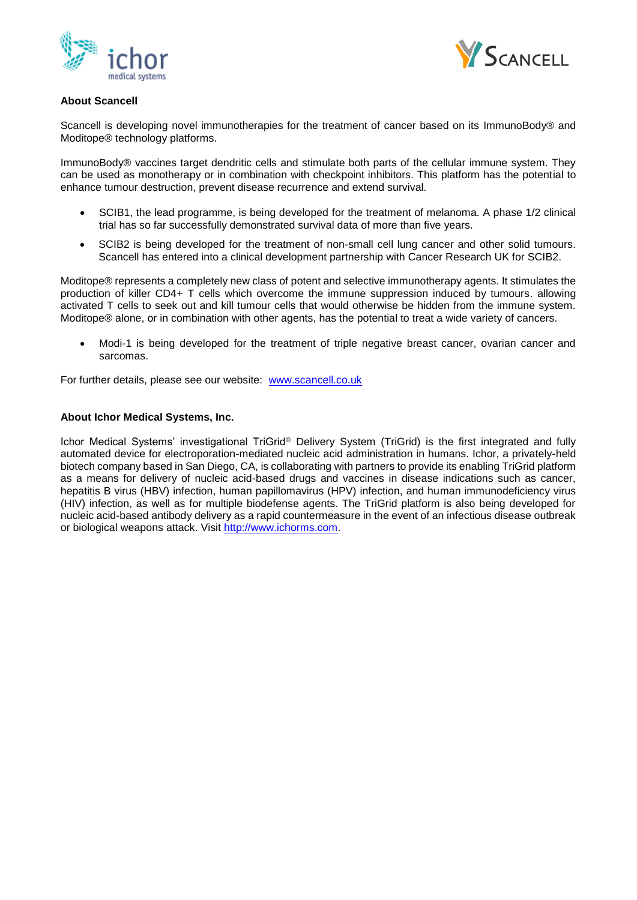**About Scancell**

Scancell is developing novel immunotherapies for the treatment of cancer based on its ImmunoBody® and Moditope® technology platforms.

ImmunoBody® vaccines target dendritic cells and stimulate both parts of the cellular immune system. They can be used as monotherapy or in combination with checkpoint inhibitors. This platform has the potential to enhance tumour destruction, prevent disease recurrence and extend survival.

- SCIB1, the lead programme, is being developed for the treatment of melanoma. A phase 1/2 clinical trial has so far successfully demonstrated survival data of more than five years.
- SCIB2 is being developed for the treatment of non-small cell lung cancer and other solid tumours. Scancell has entered into a clinical development partnership with Cancer Research UK for SCIB2.

Moditope® represents a completely new class of potent and selective immunotherapy agents. It stimulates the production of killer CD4+ T cells which overcome the immune suppression induced by tumours. allowing activated T cells to seek out and kill tumour cells that would otherwise be hidden from the immune system. Moditope® alone, or in combination with other agents, has the potential to treat a wide variety of cancers.

- Modi-1 is being developed for the treatment of triple negative breast cancer, ovarian cancer and sarcomas.

For further details, please see our website: [www.scancell.co.uk](http://www.scancell.co.uk)

**About Ichor Medical Systems, Inc.**

Ichor Medical Systems' investigational TriGrid® Delivery System (TriGrid) is the first integrated and fully automated device for electroporation-mediated nucleic acid administration in humans. Ichor, a privately-held biotech company based in San Diego, CA, is collaborating with partners to provide its enabling TriGrid platform as a means for delivery of nucleic acid-based drugs and vaccines in disease indications such as cancer, hepatitis B virus (HBV) infection, human papillomavirus (HPV) infection, and human immunodeficiency virus (HIV) infection, as well as for multiple biodefense agents. The TriGrid platform is also being developed for nucleic acid-based antibody delivery as a rapid countermeasure in the event of an infectious disease outbreak or biological weapons attack. Visit [http://www.ichorms.com](http://www.ichorms.com).